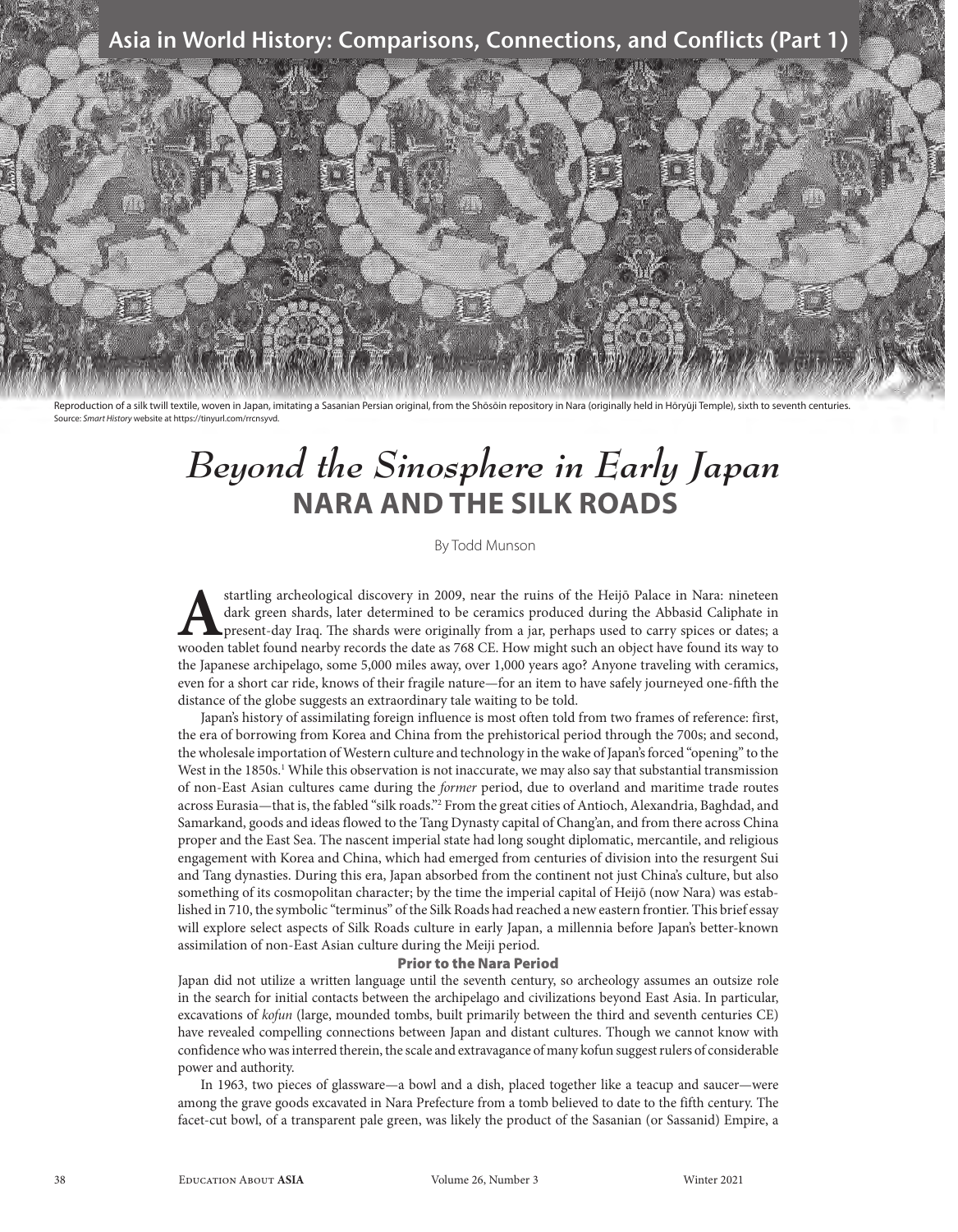Reproduction of a silk twill textile, woven in Japan, imitating a Sasanian Persian original, from the Shōsōin repository in Nara (originally held in Hōryūji Temple), sixth to seventh centuries. Source: *Smart History* website at https://tinyurl.com/rrcnsyvd.

# *Beyond the Sinosphere in Early Japan*

## NARA AND THE SILK ROADS

By Todd Munson

A startling archeological discovery in 2009, near the ruins of the Heijō Palace in Nara: nineteen dark green shards, later determined to be ceramics produced during the Abbasid Caliphate in present-day Iraq. The shards were originally from a jar, perhaps used to carry spices or dates; a wooden tablet found nearby records the date as 768 CE. How might such an object have found its way to the Japanese archipelago, some 5,000 miles away, over 1,000 years ago? Anyone traveling with ceramics, even for a short car ride, knows of their fragile nature—for an item to have safely journeyed one-fifth the distance of the globe suggests an extraordinary tale waiting to be told.

Japan's history of assimilating foreign influence is most often told from two frames of reference: first, the era of borrowing from Korea and China from the prehistorical period through the 700s; and second, the wholesale importation of Western culture and technology in the wake of Japan's forced "opening" to the West in the 1850s.[1] While this observation is not inaccurate, we may also say that substantial transmission of non-East Asian cultures came during the *former* period, due to overland and maritime trade routes across Eurasia—that is, the fabled "silk roads."[2] From the great cities of Antioch, Alexandria, Baghdad, and Samarkand, goods and ideas flowed to the Tang Dynasty capital of Chang'an, and from there across China proper and the East Sea. The nascent imperial state had long sought diplomatic, mercantile, and religious engagement with Korea and China, which had emerged from centuries of division into the resurgent Sui and Tang dynasties. During this era, Japan absorbed from the continent not just China's culture, but also something of its cosmopolitan character; by the time the imperial capital of Heijō (now Nara) was established in 710, the symbolic "terminus" of the Silk Roads had reached a new eastern frontier. This brief essay will explore select aspects of Silk Roads culture in early Japan, a millennia before Japan's better-known assimilation of non-East Asian culture during the Meiji period.

### Prior to the Nara Period

Japan did not utilize a written language until the seventh century, so archeology assumes an outsize role in the search for initial contacts between the archipelago and civilizations beyond East Asia. In particular, excavations of *kofun* (large, mounded tombs, built primarily between the third and seventh centuries CE) have revealed compelling connections between Japan and distant cultures. Though we cannot know with confidence who was interred therein, the scale and extravagance of many kofun suggest rulers of considerable power and authority.

In 1963, two pieces of glassware—a bowl and a dish, placed together like a teacup and saucer—were among the grave goods excavated in Nara Prefecture from a tomb believed to date to the fifth century. The facet-cut bowl, of a transparent pale green, was likely the product of the Sasanian (or Sassanid) Empire, a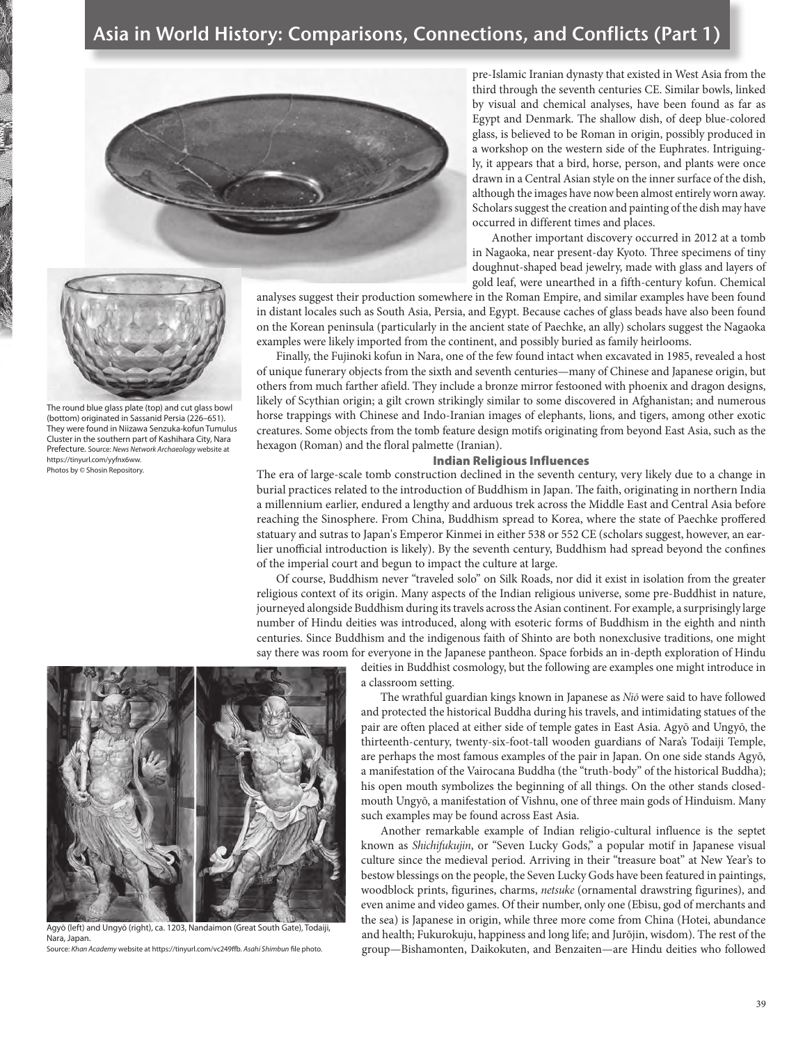pre-Islamic Iranian dynasty that existed in West Asia from the third through the seventh centuries CE. Similar bowls, linked by visual and chemical analyses, have been found as far as Egypt and Denmark. The shallow dish, of deep blue-colored glass, is believed to be Roman in origin, possibly produced in a workshop on the western side of the Euphrates. Intriguingly, it appears that a bird, horse, person, and plants were once drawn in a Central Asian style on the inner surface of the dish, although the images have now been almost entirely worn away. Scholars suggest the creation and painting of the dish may have occurred in different times and places.

Another important discovery occurred in 2012 at a tomb in Nagaoka, near present-day Kyoto. Three specimens of tiny doughnut-shaped bead jewelry, made with glass and layers of gold leaf, were unearthed in a fifth-century kofun. Chemical analyses suggest their production somewhere in the Roman Empire, and similar examples have been found in distant locales such as South Asia, Persia, and Egypt. Because caches of glass beads have also been found on the Korean peninsula (particularly in the ancient state of Paechke, an ally) scholars suggest the Nagaoka examples were likely imported from the continent, and possibly buried as family heirlooms.

Finally, the Fujinoki kofun in Nara, one of the few found intact when excavated in 1985, revealed a host of unique funerary objects from the sixth and seventh centuries—many of Chinese and Japanese origin, but others from much farther afield. They include a bronze mirror festooned with phoenix and dragon designs, likely of Scythian origin; a gilt crown strikingly similar to some discovered in Afghanistan; and numerous horse trappings with Chinese and Indo-Iranian images of elephants, lions, and tigers, among other exotic creatures. Some objects from the tomb feature design motifs originating from beyond East Asia, such as the hexagon (Roman) and the floral palmette (Iranian).

The round blue glass plate (top) and cut glass bowl (bottom) originated in Sassanid Persia (226–651). They were found in Niizawa Senzuka-kofun Tumulus Cluster in the southern part of Kashihara City, Nara Prefecture. Source: *News Network Archaeology* website at https://tinyurl.com/yyfnx6ww. Photos by © Shosin Repository.

### Indian Religious Influences

The era of large-scale tomb construction declined in the seventh century, very likely due to a change in burial practices related to the introduction of Buddhism in Japan. The faith, originating in northern India a millennium earlier, endured a lengthy and arduous trek across the Middle East and Central Asia before reaching the Sinosphere. From China, Buddhism spread to Korea, where the state of Paechke proffered statuary and sutras to Japan's Emperor Kinmei in either 538 or 552 CE (scholars suggest, however, an earlier unofficial introduction is likely). By the seventh century, Buddhism had spread beyond the confines of the imperial court and begun to impact the culture at large.

Of course, Buddhism never "traveled solo" on Silk Roads, nor did it exist in isolation from the greater religious context of its origin. Many aspects of the Indian religious universe, some pre-Buddhist in nature, journeyed alongside Buddhism during its travels across the Asian continent. For example, a surprisingly large number of Hindu deities was introduced, along with esoteric forms of Buddhism in the eighth and ninth centuries. Since Buddhism and the indigenous faith of Shinto are both nonexclusive traditions, one might say there was room for everyone in the Japanese pantheon. Space forbids an in-depth exploration of Hindu deities in Buddhist cosmology, but the following are examples one might introduce in a classroom setting.

The wrathful guardian kings known in Japanese as *Niō* were said to have followed and protected the historical Buddha during his travels, and intimidating statues of the pair are often placed at either side of temple gates in East Asia. Agyō and Ungyō, the thirteenth-century, twenty-six-foot-tall wooden guardians of Nara's Todaiji Temple, are perhaps the most famous examples of the pair in Japan. On one side stands Agyō, a manifestation of the Vairocana Buddha (the "truth-body" of the historical Buddha); his open mouth symbolizes the beginning of all things. On the other stands closed-mouth Ungyō, a manifestation of Vishnu, one of three main gods of Hinduism. Many such examples may be found across East Asia.

Agyō (left) and Ungyō (right), ca. 1203, Nandaimon (Great South Gate), Todaiji, Nara, Japan.
Source: *Khan Academy* website at https://tinyurl.com/vc249ffb. *Asahi Shimbun* file photo.

Another remarkable example of Indian religio-cultural influence is the septet known as *Shichifukujin*, or "Seven Lucky Gods," a popular motif in Japanese visual culture since the medieval period. Arriving in their "treasure boat" at New Year's to bestow blessings on the people, the Seven Lucky Gods have been featured in paintings, woodblock prints, figurines, charms, *netsuke* (ornamental drawstring figurines), and even anime and video games. Of their number, only one (Ebisu, god of merchants and the sea) is Japanese in origin, while three more come from China (Hotei, abundance and health; Fukurokuju, happiness and long life; and Jurōjin, wisdom). The rest of the group—Bishamonten, Daikokuten, and Benzaiten—are Hindu deities who followed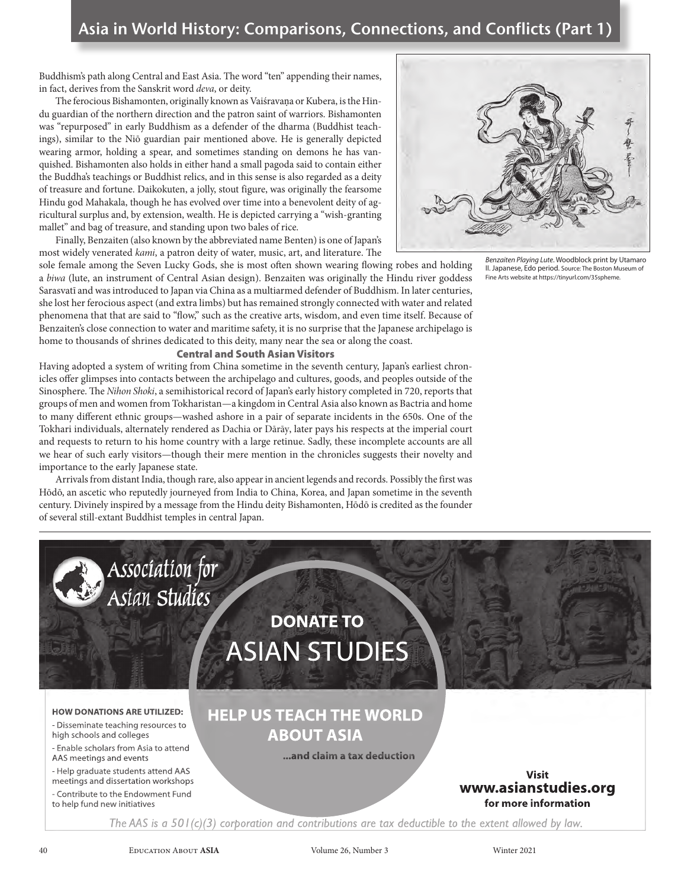Buddhism's path along Central and East Asia. The word "ten" appending their names, in fact, derives from the Sanskrit word *deva*, or deity.

The ferocious Bishamonten, originally known as Vaiśravaṇa or Kubera, is the Hindu guardian of the northern direction and the patron saint of warriors. Bishamonten was "repurposed" in early Buddhism as a defender of the dharma (Buddhist teachings), similar to the Niō guardian pair mentioned above. He is generally depicted wearing armor, holding a spear, and sometimes standing on demons he has vanquished. Bishamonten also holds in either hand a small pagoda said to contain either the Buddha's teachings or Buddhist relics, and in this sense is also regarded as a deity of treasure and fortune. Daikokuten, a jolly, stout figure, was originally the fearsome Hindu god Mahakala, though he has evolved over time into a benevolent deity of agricultural surplus and, by extension, wealth. He is depicted carrying a "wish-granting mallet" and bag of treasure, and standing upon two bales of rice.

Finally, Benzaiten (also known by the abbreviated name Benten) is one of Japan's most widely venerated *kami*, a patron deity of water, music, art, and literature. The sole female among the Seven Lucky Gods, she is most often shown wearing flowing robes and holding a *biwa* (lute, an instrument of Central Asian design). Benzaiten was originally the Hindu river goddess Sarasvatī and was introduced to Japan via China as a multiarmed defender of Buddhism. In later centuries, she lost her ferocious aspect (and extra limbs) but has remained strongly connected with water and related phenomena that that are said to "flow," such as the creative arts, wisdom, and even time itself. Because of Benzaiten's close connection to water and maritime safety, it is no surprise that the Japanese archipelago is home to thousands of shrines dedicated to this deity, many near the sea or along the coast.

*Benzaiten Playing Lute*. Woodblock print by Utamaro II. Japanese, Edo period. Source: The Boston Museum of Fine Arts website at https://tinyurl.com/35spheme.

### Central and South Asian Visitors

Having adopted a system of writing from China sometime in the seventh century, Japan's earliest chronicles offer glimpses into contacts between the archipelago and cultures, goods, and peoples outside of the Sinosphere. The *Nihon Shoki*, a semihistorical record of Japan's early history completed in 720, reports that groups of men and women from Tokharistan—a kingdom in Central Asia also known as Bactria and home to many different ethnic groups—washed ashore in a pair of separate incidents in the 650s. One of the Tokhari individuals, alternately rendered as Dachia or Dārāy, later pays his respects at the imperial court and requests to return to his home country with a large retinue. Sadly, these incomplete accounts are all we hear of such early visitors—though their mere mention in the chronicles suggests their novelty and importance to the early Japanese state.

Arrivals from distant India, though rare, also appear in ancient legends and records. Possibly the first was Hōdō, an ascetic who reputedly journeyed from India to China, Korea, and Japan sometime in the seventh century. Divinely inspired by a message from the Hindu deity Bishamonten, Hōdō is credited as the founder of several still-extant Buddhist temples in central Japan.

---

Association for Asian Studies

**DONATE TO**
ASIAN STUDIES

**HOW DONATIONS ARE UTILIZED:**

- Disseminate teaching resources to high schools and colleges
- Enable scholars from Asia to attend AAS meetings and events
- Help graduate students attend AAS meetings and dissertation workshops
- Contribute to the Endowment Fund to help fund new initiatives

**HELP US TEACH THE WORLD ABOUT ASIA**

**...and claim a tax deduction**

**Visit www.asianstudies.org for more information**

*The AAS is a 501(c)(3) corporation and contributions are tax deductible to the extent allowed by law.*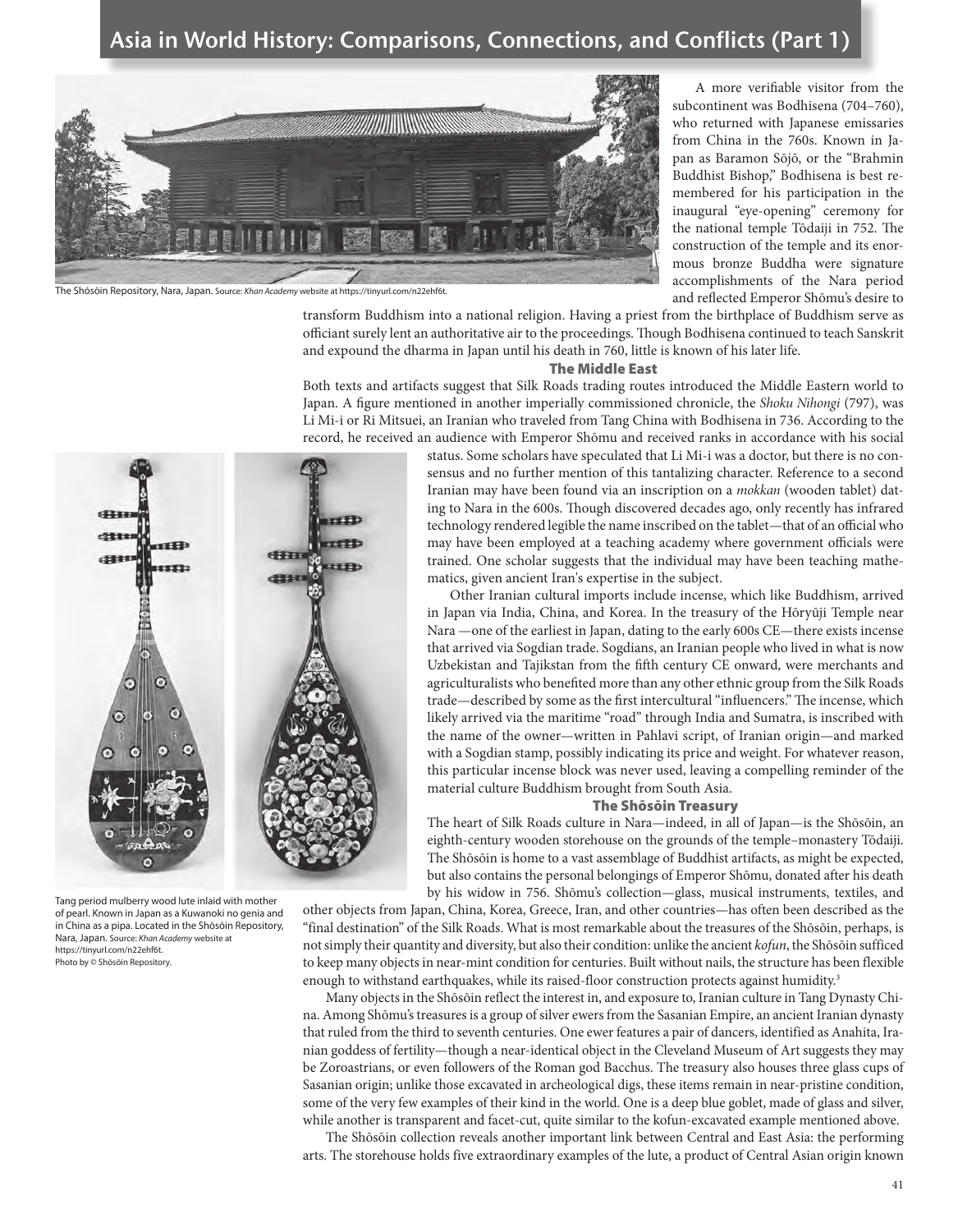A more verifiable visitor from the subcontinent was Bodhisena (704–760), who returned with Japanese emissaries from China in the 760s. Known in Japan as Baramon Sōjō, or the "Brahmin Buddhist Bishop," Bodhisena is best remembered for his participation in the inaugural "eye-opening" ceremony for the national temple Tōdaiji in 752. The construction of the temple and its enormous bronze Buddha were signature accomplishments of the Nara period and reflected Emperor Shōmu's desire to transform Buddhism into a national religion. Having a priest from the birthplace of Buddhism serve as officiant surely lent an authoritative air to the proceedings. Though Bodhisena continued to teach Sanskrit and expound the dharma in Japan until his death in 760, little is known of his later life.

The Shōsōin Repository, Nara, Japan. Source: *Khan Academy* website at https://tinyurl.com/n22ehf6t.

### The Middle East

Both texts and artifacts suggest that Silk Roads trading routes introduced the Middle Eastern world to Japan. A figure mentioned in another imperially commissioned chronicle, the *Shoku Nihongi* (797), was Li Mi-i or Ri Mitsuei, an Iranian who traveled from Tang China with Bodhisena in 736. According to the record, he received an audience with Emperor Shōmu and received ranks in accordance with his social status. Some scholars have speculated that Li Mi-i was a doctor, but there is no consensus and no further mention of this tantalizing character. Reference to a second Iranian may have been found via an inscription on a *mokkan* (wooden tablet) dating to Nara in the 600s. Though discovered decades ago, only recently has infrared technology rendered legible the name inscribed on the tablet—that of an official who may have been employed at a teaching academy where government officials were trained. One scholar suggests that the individual may have been teaching mathematics, given ancient Iran's expertise in the subject.

Other Iranian cultural imports include incense, which like Buddhism, arrived in Japan via India, China, and Korea. In the treasury of the Hōryūji Temple near Nara —one of the earliest in Japan, dating to the early 600s CE—there exists incense that arrived via Sogdian trade. Sogdians, an Iranian people who lived in what is now Uzbekistan and Tajikstan from the fifth century CE onward, were merchants and agriculturalists who benefited more than any other ethnic group from the Silk Roads trade—described by some as the first intercultural "influencers." The incense, which likely arrived via the maritime "road" through India and Sumatra, is inscribed with the name of the owner—written in Pahlavi script, of Iranian origin—and marked with a Sogdian stamp, possibly indicating its price and weight. For whatever reason, this particular incense block was never used, leaving a compelling reminder of the material culture Buddhism brought from South Asia.

Tang period mulberry wood lute inlaid with mother of pearl. Known in Japan as a Kuwanoki no genia and in China as a pipa. Located in the Shōsōin Repository, Nara, Japan. Source: *Khan Academy* website at https://tinyurl.com/n22ehf6t. Photo by © Shōsōin Repository.

### The Shōsōin Treasury

The heart of Silk Roads culture in Nara—indeed, in all of Japan—is the Shōsōin, an eighth-century wooden storehouse on the grounds of the temple–monastery Tōdaiji. The Shōsōin is home to a vast assemblage of Buddhist artifacts, as might be expected, but also contains the personal belongings of Emperor Shōmu, donated after his death by his widow in 756. Shōmu's collection—glass, musical instruments, textiles, and other objects from Japan, China, Korea, Greece, Iran, and other countries—has often been described as the "final destination" of the Silk Roads. What is most remarkable about the treasures of the Shōsōin, perhaps, is not simply their quantity and diversity, but also their condition: unlike the ancient *kofun*, the Shōsōin sufficed to keep many objects in near-mint condition for centuries. Built without nails, the structure has been flexible enough to withstand earthquakes, while its raised-floor construction protects against humidity.[3]

Many objects in the Shōsōin reflect the interest in, and exposure to, Iranian culture in Tang Dynasty China. Among Shōmu's treasures is a group of silver ewers from the Sasanian Empire, an ancient Iranian dynasty that ruled from the third to seventh centuries. One ewer features a pair of dancers, identified as Anahita, Iranian goddess of fertility—though a near-identical object in the Cleveland Museum of Art suggests they may be Zoroastrians, or even followers of the Roman god Bacchus. The treasury also houses three glass cups of Sasanian origin; unlike those excavated in archeological digs, these items remain in near-pristine condition, some of the very few examples of their kind in the world. One is a deep blue goblet, made of glass and silver, while another is transparent and facet-cut, quite similar to the kofun-excavated example mentioned above.

The Shōsōin collection reveals another important link between Central and East Asia: the performing arts. The storehouse holds five extraordinary examples of the lute, a product of Central Asian origin known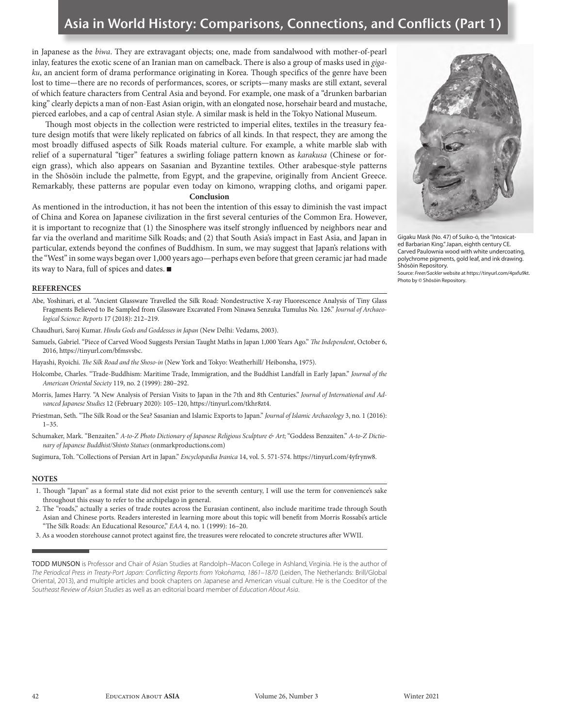in Japanese as the *biwa*. They are extravagant objects; one, made from sandalwood with mother-of-pearl inlay, features the exotic scene of an Iranian man on camelback. There is also a group of masks used in *gigaku*, an ancient form of drama performance originating in Korea. Though specifics of the genre have been lost to time—there are no records of performances, scores, or scripts—many masks are still extant, several of which feature characters from Central Asia and beyond. For example, one mask of a "drunken barbarian king" clearly depicts a man of non-East Asian origin, with an elongated nose, horsehair beard and mustache, pierced earlobes, and a cap of central Asian style. A similar mask is held in the Tokyo National Museum.

Though most objects in the collection were restricted to imperial elites, textiles in the treasury feature design motifs that were likely replicated on fabrics of all kinds. In that respect, they are among the most broadly diffused aspects of Silk Roads material culture. For example, a white marble slab with relief of a supernatural "tiger" features a swirling foliage pattern known as *karakusa* (Chinese or foreign grass), which also appears on Sasanian and Byzantine textiles. Other arabesque-style patterns in the Shōsōin include the palmette, from Egypt, and the grapevine, originally from Ancient Greece. Remarkably, these patterns are popular even today on kimono, wrapping cloths, and origami paper.

Gigaku Mask (No. 47) of Suiko-ō, the "Intoxicated Barbarian King." Japan, eighth century CE. Carved Paulownia wood with white undercoating, polychrome pigments, gold leaf, and ink drawing. Shōsōin Repository.
Source: *Freer/Sackler* website at https://tinyurl.com/4pxfu9kt. Photo by © Shōsōin Repository.

## Conclusion

As mentioned in the introduction, it has not been the intention of this essay to diminish the vast impact of China and Korea on Japanese civilization in the first several centuries of the Common Era. However, it is important to recognize that (1) the Sinosphere was itself strongly influenced by neighbors near and far via the overland and maritime Silk Roads; and (2) that South Asia's impact in East Asia, and Japan in particular, extends beyond the confines of Buddhism. In sum, we may suggest that Japan's relations with the "West" in some ways began over 1,000 years ago—perhaps even before that green ceramic jar had made its way to Nara, full of spices and dates. ■

## REFERENCES

Abe, Yoshinari, et al. "Ancient Glassware Travelled the Silk Road: Nondestructive X-ray Fluorescence Analysis of Tiny Glass Fragments Believed to Be Sampled from Glassware Excavated From Ninawa Senzuka Tumulus No. 126." *Journal of Archaeological Science: Reports* 17 (2018): 212–219.

Chaudhuri, Saroj Kumar. *Hindu Gods and Goddesses in Japan* (New Delhi: Vedams, 2003).

Samuels, Gabriel. "Piece of Carved Wood Suggests Persian Taught Maths in Japan 1,000 Years Ago." *The Independent*, October 6, 2016, https://tinyurl.com/bfmsvsbc.

Hayashi, Ryoichi. *The Silk Road and the Shoso-in* (New York and Tokyo: Weatherhill/ Heibonsha, 1975).

Holcombe, Charles. "Trade-Buddhism: Maritime Trade, Immigration, and the Buddhist Landfall in Early Japan." *Journal of the American Oriental Society* 119, no. 2 (1999): 280–292.

Morris, James Harry. "A New Analysis of Persian Visits to Japan in the 7th and 8th Centuries." *Journal of International and Advanced Japanese Studies* 12 (February 2020): 105–120, https://tinyurl.com/tkhr8zt4.

Priestman, Seth. "The Silk Road or the Sea? Sasanian and Islamic Exports to Japan." *Journal of Islamic Archaeology* 3, no. 1 (2016): 1–35.

Schumaker, Mark. "Benzaiten." *A-to-Z Photo Dictionary of Japanese Religious Sculpture & Art*; "Goddess Benzaiten." *A-to-Z Dictionary of Japanese Buddhist/Shinto Statues* (onmarkproductions.com)

Sugimura, Toh. "Collections of Persian Art in Japan." *Encyclopædia Iranica* 14, vol. 5. 571-574. https://tinyurl.com/4yfrynw8.

## NOTES

1. Though "Japan" as a formal state did not exist prior to the seventh century, I will use the term for convenience's sake throughout this essay to refer to the archipelago in general.
2. The "roads," actually a series of trade routes across the Eurasian continent, also include maritime trade through South Asian and Chinese ports. Readers interested in learning more about this topic will benefit from Morris Rossabi's article "The Silk Roads: An Educational Resource," *EAA* 4, no. 1 (1999): 16–20.
3. As a wooden storehouse cannot protect against fire, the treasures were relocated to concrete structures after WWII.

---

TODD MUNSON is Professor and Chair of Asian Studies at Randolph–Macon College in Ashland, Virginia. He is the author of *The Periodical Press in Treaty-Port Japan: Conflicting Reports from Yokohama, 1861–1870* (Leiden, The Netherlands: Brill/Global Oriental, 2013), and multiple articles and book chapters on Japanese and American visual culture. He is the Coeditor of the *Southeast Review of Asian Studies* as well as an editorial board member of *Education About Asia*.